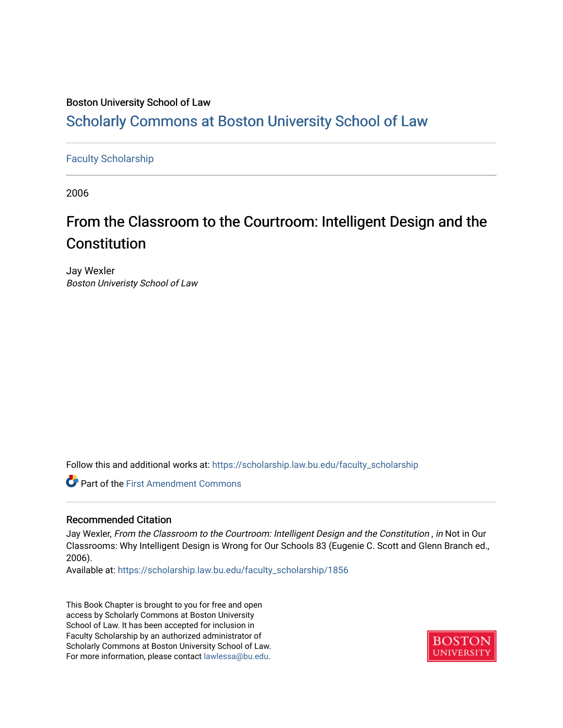Boston University School of Law

# Scholarly Commons at Boston University School of Law

Faculty Scholarship

2006

## From the Classroom to the Courtroom: Intelligent Design and the Constitution

Jay Wexler
*Boston Univeristy School of Law*

Follow this and additional works at: https://scholarship.law.bu.edu/faculty_scholarship

Part of the First Amendment Commons

### Recommended Citation

Jay Wexler, *From the Classroom to the Courtroom: Intelligent Design and the Constitution* , *in* Not in Our Classrooms: Why Intelligent Design is Wrong for Our Schools 83 (Eugenie C. Scott and Glenn Branch ed., 2006).

Available at: https://scholarship.law.bu.edu/faculty_scholarship/1856

This Book Chapter is brought to you for free and open access by Scholarly Commons at Boston University School of Law. It has been accepted for inclusion in Faculty Scholarship by an authorized administrator of Scholarly Commons at Boston University School of Law. For more information, please contact lawlessa@bu.edu.

BOSTON UNIVERSITY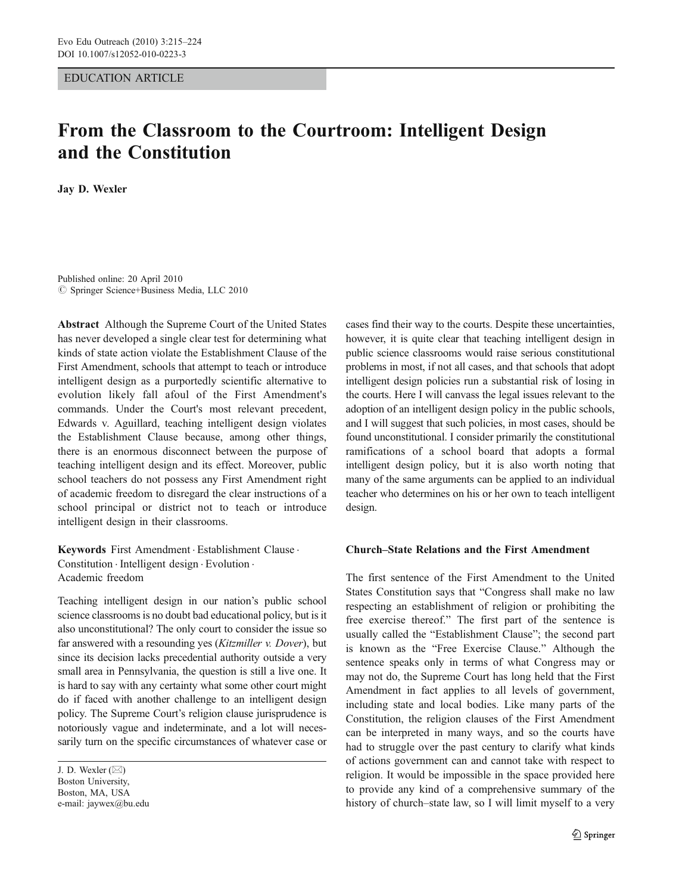EDUCATION ARTICLE

# From the Classroom to the Courtroom: Intelligent Design and the Constitution

**Jay D. Wexler**

Published online: 20 April 2010
© Springer Science+Business Media, LLC 2010

**Abstract** Although the Supreme Court of the United States has never developed a single clear test for determining what kinds of state action violate the Establishment Clause of the First Amendment, schools that attempt to teach or introduce intelligent design as a purportedly scientific alternative to evolution likely fall afoul of the First Amendment's commands. Under the Court's most relevant precedent, Edwards v. Aguillard, teaching intelligent design violates the Establishment Clause because, among other things, there is an enormous disconnect between the purpose of teaching intelligent design and its effect. Moreover, public school teachers do not possess any First Amendment right of academic freedom to disregard the clear instructions of a school principal or district not to teach or introduce intelligent design in their classrooms.

**Keywords** First Amendment · Establishment Clause · Constitution · Intelligent design · Evolution · Academic freedom

Teaching intelligent design in our nation's public school science classrooms is no doubt bad educational policy, but is it also unconstitutional? The only court to consider the issue so far answered with a resounding yes (*Kitzmiller v. Dover*), but since its decision lacks precedential authority outside a very small area in Pennsylvania, the question is still a live one. It is hard to say with any certainty what some other court might do if faced with another challenge to an intelligent design policy. The Supreme Court's religion clause jurisprudence is notoriously vague and indeterminate, and a lot will necessarily turn on the specific circumstances of whatever case or cases find their way to the courts. Despite these uncertainties, however, it is quite clear that teaching intelligent design in public science classrooms would raise serious constitutional problems in most, if not all cases, and that schools that adopt intelligent design policies run a substantial risk of losing in the courts. Here I will canvass the legal issues relevant to the adoption of an intelligent design policy in the public schools, and I will suggest that such policies, in most cases, should be found unconstitutional. I consider primarily the constitutional ramifications of a school board that adopts a formal intelligent design policy, but it is also worth noting that many of the same arguments can be applied to an individual teacher who determines on his or her own to teach intelligent design.

J. D. Wexler (✉)
Boston University,
Boston, MA, USA
e-mail: jaywex@bu.edu

## Church–State Relations and the First Amendment

The first sentence of the First Amendment to the United States Constitution says that "Congress shall make no law respecting an establishment of religion or prohibiting the free exercise thereof." The first part of the sentence is usually called the "Establishment Clause"; the second part is known as the "Free Exercise Clause." Although the sentence speaks only in terms of what Congress may or may not do, the Supreme Court has long held that the First Amendment in fact applies to all levels of government, including state and local bodies. Like many parts of the Constitution, the religion clauses of the First Amendment can be interpreted in many ways, and so the courts have had to struggle over the past century to clarify what kinds of actions government can and cannot take with respect to religion. It would be impossible in the space provided here to provide any kind of a comprehensive summary of the history of church–state law, so I will limit myself to a very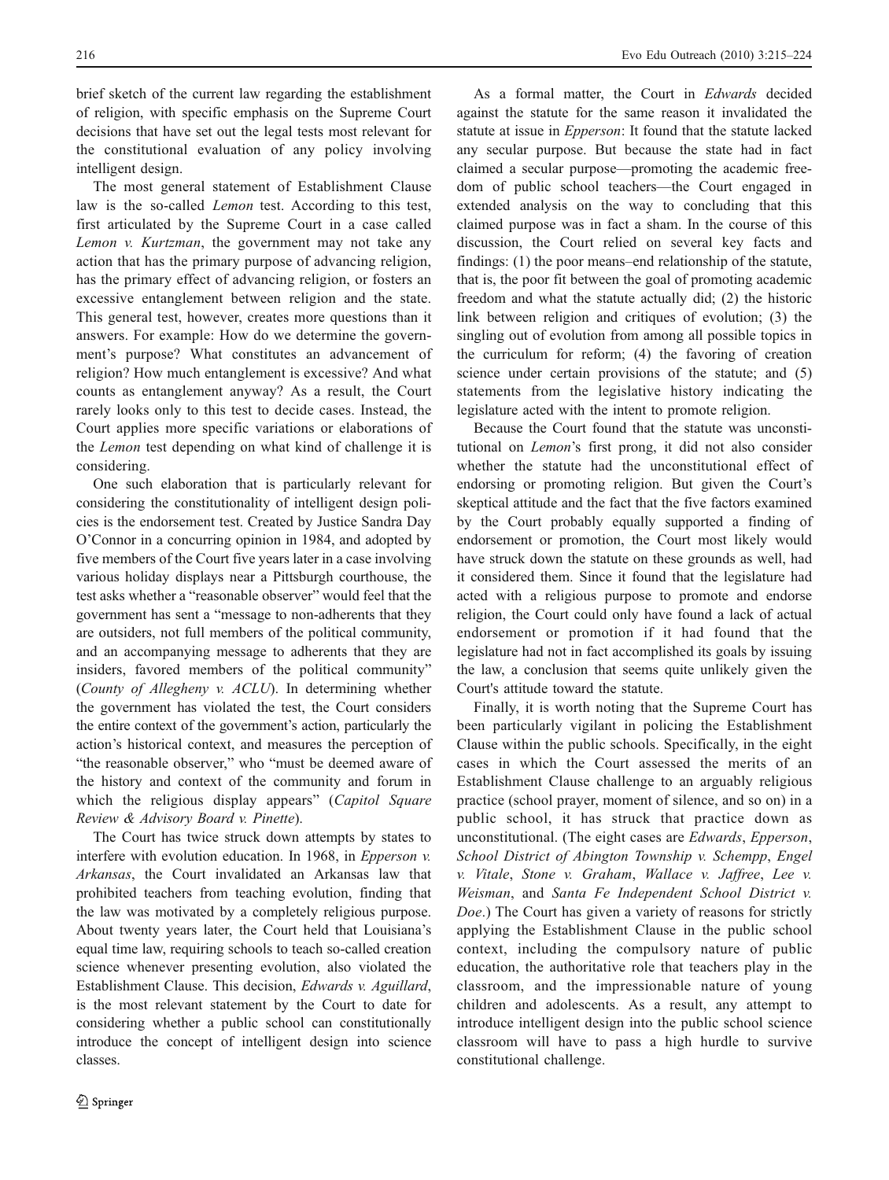brief sketch of the current law regarding the establishment of religion, with specific emphasis on the Supreme Court decisions that have set out the legal tests most relevant for the constitutional evaluation of any policy involving intelligent design.

The most general statement of Establishment Clause law is the so-called *Lemon* test. According to this test, first articulated by the Supreme Court in a case called *Lemon v. Kurtzman*, the government may not take any action that has the primary purpose of advancing religion, has the primary effect of advancing religion, or fosters an excessive entanglement between religion and the state. This general test, however, creates more questions than it answers. For example: How do we determine the government's purpose? What constitutes an advancement of religion? How much entanglement is excessive? And what counts as entanglement anyway? As a result, the Court rarely looks only to this test to decide cases. Instead, the Court applies more specific variations or elaborations of the *Lemon* test depending on what kind of challenge it is considering.

One such elaboration that is particularly relevant for considering the constitutionality of intelligent design policies is the endorsement test. Created by Justice Sandra Day O'Connor in a concurring opinion in 1984, and adopted by five members of the Court five years later in a case involving various holiday displays near a Pittsburgh courthouse, the test asks whether a "reasonable observer" would feel that the government has sent a "message to non-adherents that they are outsiders, not full members of the political community, and an accompanying message to adherents that they are insiders, favored members of the political community" (*County of Allegheny v. ACLU*). In determining whether the government has violated the test, the Court considers the entire context of the government's action, particularly the action's historical context, and measures the perception of "the reasonable observer," who "must be deemed aware of the history and context of the community and forum in which the religious display appears" (*Capitol Square Review & Advisory Board v. Pinette*).

The Court has twice struck down attempts by states to interfere with evolution education. In 1968, in *Epperson v. Arkansas*, the Court invalidated an Arkansas law that prohibited teachers from teaching evolution, finding that the law was motivated by a completely religious purpose. About twenty years later, the Court held that Louisiana's equal time law, requiring schools to teach so-called creation science whenever presenting evolution, also violated the Establishment Clause. This decision, *Edwards v. Aguillard*, is the most relevant statement by the Court to date for considering whether a public school can constitutionally introduce the concept of intelligent design into science classes.

As a formal matter, the Court in *Edwards* decided against the statute for the same reason it invalidated the statute at issue in *Epperson*: It found that the statute lacked any secular purpose. But because the state had in fact claimed a secular purpose—promoting the academic freedom of public school teachers—the Court engaged in extended analysis on the way to concluding that this claimed purpose was in fact a sham. In the course of this discussion, the Court relied on several key facts and findings: (1) the poor means–end relationship of the statute, that is, the poor fit between the goal of promoting academic freedom and what the statute actually did; (2) the historic link between religion and critiques of evolution; (3) the singling out of evolution from among all possible topics in the curriculum for reform; (4) the favoring of creation science under certain provisions of the statute; and (5) statements from the legislative history indicating the legislature acted with the intent to promote religion.

Because the Court found that the statute was unconstitutional on *Lemon*'s first prong, it did not also consider whether the statute had the unconstitutional effect of endorsing or promoting religion. But given the Court's skeptical attitude and the fact that the five factors examined by the Court probably equally supported a finding of endorsement or promotion, the Court most likely would have struck down the statute on these grounds as well, had it considered them. Since it found that the legislature had acted with a religious purpose to promote and endorse religion, the Court could only have found a lack of actual endorsement or promotion if it had found that the legislature had not in fact accomplished its goals by issuing the law, a conclusion that seems quite unlikely given the Court's attitude toward the statute.

Finally, it is worth noting that the Supreme Court has been particularly vigilant in policing the Establishment Clause within the public schools. Specifically, in the eight cases in which the Court assessed the merits of an Establishment Clause challenge to an arguably religious practice (school prayer, moment of silence, and so on) in a public school, it has struck that practice down as unconstitutional. (The eight cases are *Edwards*, *Epperson*, *School District of Abington Township v. Schempp*, *Engel v. Vitale*, *Stone v. Graham*, *Wallace v. Jaffree*, *Lee v. Weisman*, and *Santa Fe Independent School District v. Doe*.) The Court has given a variety of reasons for strictly applying the Establishment Clause in the public school context, including the compulsory nature of public education, the authoritative role that teachers play in the classroom, and the impressionable nature of young children and adolescents. As a result, any attempt to introduce intelligent design into the public school science classroom will have to pass a high hurdle to survive constitutional challenge.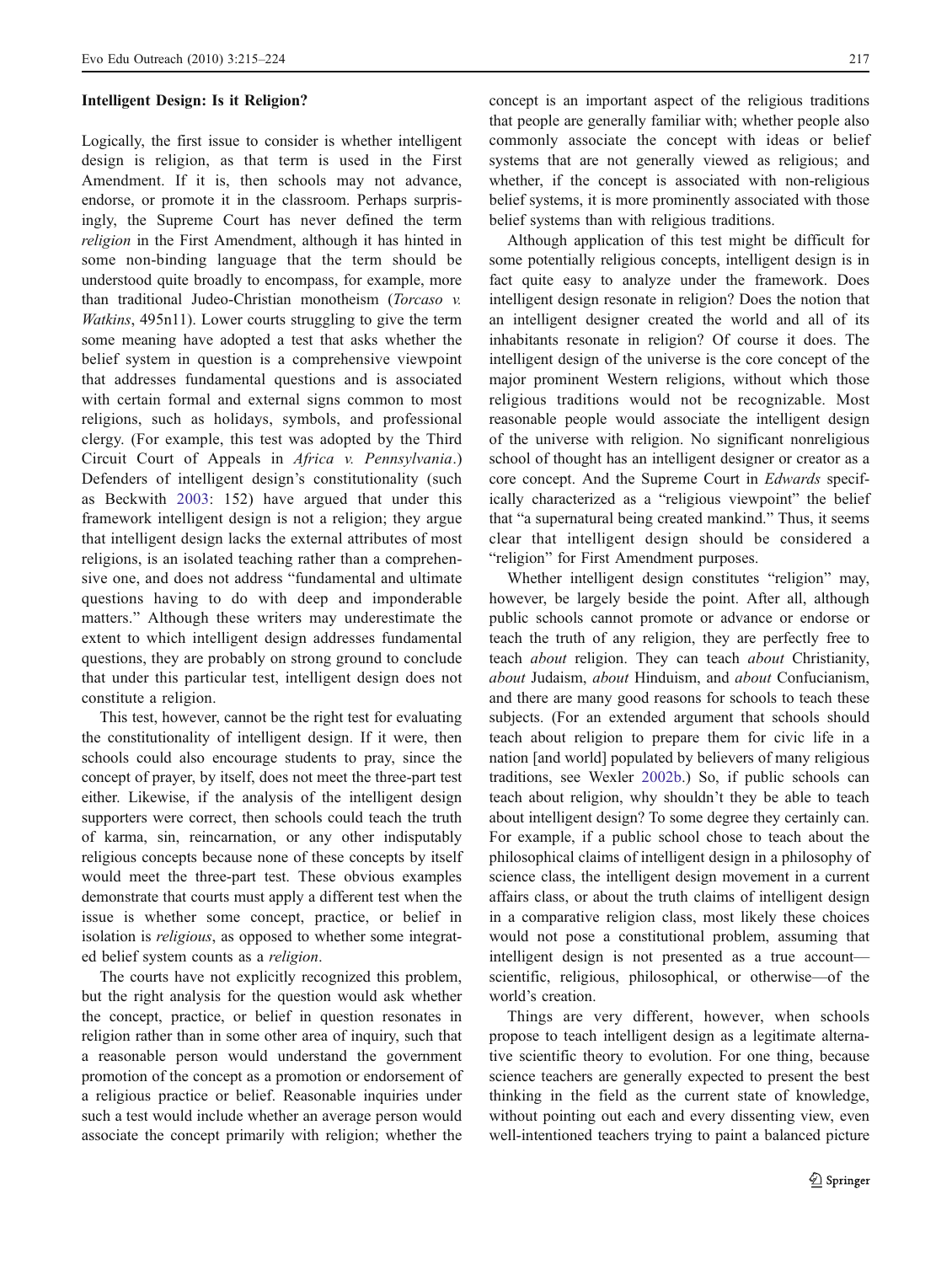### Intelligent Design: Is it Religion?

Logically, the first issue to consider is whether intelligent design is religion, as that term is used in the First Amendment. If it is, then schools may not advance, endorse, or promote it in the classroom. Perhaps surprisingly, the Supreme Court has never defined the term *religion* in the First Amendment, although it has hinted in some non-binding language that the term should be understood quite broadly to encompass, for example, more than traditional Judeo-Christian monotheism (*Torcaso v. Watkins*, 495n11). Lower courts struggling to give the term some meaning have adopted a test that asks whether the belief system in question is a comprehensive viewpoint that addresses fundamental questions and is associated with certain formal and external signs common to most religions, such as holidays, symbols, and professional clergy. (For example, this test was adopted by the Third Circuit Court of Appeals in *Africa v. Pennsylvania*.) Defenders of intelligent design's constitutionality (such as Beckwith 2003: 152) have argued that under this framework intelligent design is not a religion; they argue that intelligent design lacks the external attributes of most religions, is an isolated teaching rather than a comprehensive one, and does not address "fundamental and ultimate questions having to do with deep and imponderable matters." Although these writers may underestimate the extent to which intelligent design addresses fundamental questions, they are probably on strong ground to conclude that under this particular test, intelligent design does not constitute a religion.

This test, however, cannot be the right test for evaluating the constitutionality of intelligent design. If it were, then schools could also encourage students to pray, since the concept of prayer, by itself, does not meet the three-part test either. Likewise, if the analysis of the intelligent design supporters were correct, then schools could teach the truth of karma, sin, reincarnation, or any other indisputably religious concepts because none of these concepts by itself would meet the three-part test. These obvious examples demonstrate that courts must apply a different test when the issue is whether some concept, practice, or belief in isolation is *religious*, as opposed to whether some integrated belief system counts as a *religion*.

The courts have not explicitly recognized this problem, but the right analysis for the question would ask whether the concept, practice, or belief in question resonates in religion rather than in some other area of inquiry, such that a reasonable person would understand the government promotion of the concept as a promotion or endorsement of a religious practice or belief. Reasonable inquiries under such a test would include whether an average person would associate the concept primarily with religion; whether the concept is an important aspect of the religious traditions that people are generally familiar with; whether people also commonly associate the concept with ideas or belief systems that are not generally viewed as religious; and whether, if the concept is associated with non-religious belief systems, it is more prominently associated with those belief systems than with religious traditions.

Although application of this test might be difficult for some potentially religious concepts, intelligent design is in fact quite easy to analyze under the framework. Does intelligent design resonate in religion? Does the notion that an intelligent designer created the world and all of its inhabitants resonate in religion? Of course it does. The intelligent design of the universe is the core concept of the major prominent Western religions, without which those religious traditions would not be recognizable. Most reasonable people would associate the intelligent design of the universe with religion. No significant nonreligious school of thought has an intelligent designer or creator as a core concept. And the Supreme Court in *Edwards* specifically characterized as a "religious viewpoint" the belief that "a supernatural being created mankind." Thus, it seems clear that intelligent design should be considered a "religion" for First Amendment purposes.

Whether intelligent design constitutes "religion" may, however, be largely beside the point. After all, although public schools cannot promote or advance or endorse or teach the truth of any religion, they are perfectly free to teach *about* religion. They can teach *about* Christianity, *about* Judaism, *about* Hinduism, and *about* Confucianism, and there are many good reasons for schools to teach these subjects. (For an extended argument that schools should teach about religion to prepare them for civic life in a nation [and world] populated by believers of many religious traditions, see Wexler 2002b.) So, if public schools can teach about religion, why shouldn't they be able to teach about intelligent design? To some degree they certainly can. For example, if a public school chose to teach about the philosophical claims of intelligent design in a philosophy of science class, the intelligent design movement in a current affairs class, or about the truth claims of intelligent design in a comparative religion class, most likely these choices would not pose a constitutional problem, assuming that intelligent design is not presented as a true account—scientific, religious, philosophical, or otherwise—of the world's creation.

Things are very different, however, when schools propose to teach intelligent design as a legitimate alternative scientific theory to evolution. For one thing, because science teachers are generally expected to present the best thinking in the field as the current state of knowledge, without pointing out each and every dissenting view, even well-intentioned teachers trying to paint a balanced picture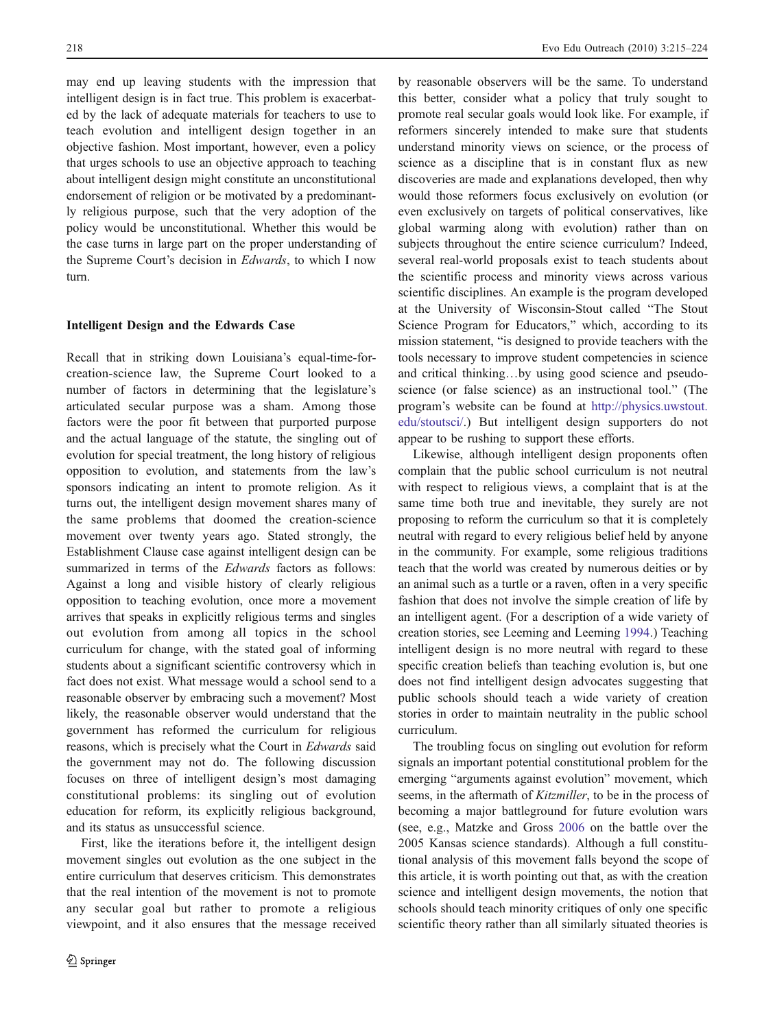may end up leaving students with the impression that intelligent design is in fact true. This problem is exacerbated by the lack of adequate materials for teachers to use to teach evolution and intelligent design together in an objective fashion. Most important, however, even a policy that urges schools to use an objective approach to teaching about intelligent design might constitute an unconstitutional endorsement of religion or be motivated by a predominantly religious purpose, such that the very adoption of the policy would be unconstitutional. Whether this would be the case turns in large part on the proper understanding of the Supreme Court's decision in *Edwards*, to which I now turn.

### Intelligent Design and the Edwards Case

Recall that in striking down Louisiana's equal-time-for-creation-science law, the Supreme Court looked to a number of factors in determining that the legislature's articulated secular purpose was a sham. Among those factors were the poor fit between that purported purpose and the actual language of the statute, the singling out of evolution for special treatment, the long history of religious opposition to evolution, and statements from the law's sponsors indicating an intent to promote religion. As it turns out, the intelligent design movement shares many of the same problems that doomed the creation-science movement over twenty years ago. Stated strongly, the Establishment Clause case against intelligent design can be summarized in terms of the *Edwards* factors as follows: Against a long and visible history of clearly religious opposition to teaching evolution, once more a movement arrives that speaks in explicitly religious terms and singles out evolution from among all topics in the school curriculum for change, with the stated goal of informing students about a significant scientific controversy which in fact does not exist. What message would a school send to a reasonable observer by embracing such a movement? Most likely, the reasonable observer would understand that the government has reformed the curriculum for religious reasons, which is precisely what the Court in *Edwards* said the government may not do. The following discussion focuses on three of intelligent design's most damaging constitutional problems: its singling out of evolution education for reform, its explicitly religious background, and its status as unsuccessful science.

First, like the iterations before it, the intelligent design movement singles out evolution as the one subject in the entire curriculum that deserves criticism. This demonstrates that the real intention of the movement is not to promote any secular goal but rather to promote a religious viewpoint, and it also ensures that the message received by reasonable observers will be the same. To understand this better, consider what a policy that truly sought to promote real secular goals would look like. For example, if reformers sincerely intended to make sure that students understand minority views on science, or the process of science as a discipline that is in constant flux as new discoveries are made and explanations developed, then why would those reformers focus exclusively on evolution (or even exclusively on targets of political conservatives, like global warming along with evolution) rather than on subjects throughout the entire science curriculum? Indeed, several real-world proposals exist to teach students about the scientific process and minority views across various scientific disciplines. An example is the program developed at the University of Wisconsin-Stout called "The Stout Science Program for Educators," which, according to its mission statement, "is designed to provide teachers with the tools necessary to improve student competencies in science and critical thinking…by using good science and pseudoscience (or false science) as an instructional tool." (The program's website can be found at http://physics.uwstout.edu/stoutsci/.) But intelligent design supporters do not appear to be rushing to support these efforts.

Likewise, although intelligent design proponents often complain that the public school curriculum is not neutral with respect to religious views, a complaint that is at the same time both true and inevitable, they surely are not proposing to reform the curriculum so that it is completely neutral with regard to every religious belief held by anyone in the community. For example, some religious traditions teach that the world was created by numerous deities or by an animal such as a turtle or a raven, often in a very specific fashion that does not involve the simple creation of life by an intelligent agent. (For a description of a wide variety of creation stories, see Leeming and Leeming 1994.) Teaching intelligent design is no more neutral with regard to these specific creation beliefs than teaching evolution is, but one does not find intelligent design advocates suggesting that public schools should teach a wide variety of creation stories in order to maintain neutrality in the public school curriculum.

The troubling focus on singling out evolution for reform signals an important potential constitutional problem for the emerging "arguments against evolution" movement, which seems, in the aftermath of *Kitzmiller*, to be in the process of becoming a major battleground for future evolution wars (see, e.g., Matzke and Gross 2006 on the battle over the 2005 Kansas science standards). Although a full constitutional analysis of this movement falls beyond the scope of this article, it is worth pointing out that, as with the creation science and intelligent design movements, the notion that schools should teach minority critiques of only one specific scientific theory rather than all similarly situated theories is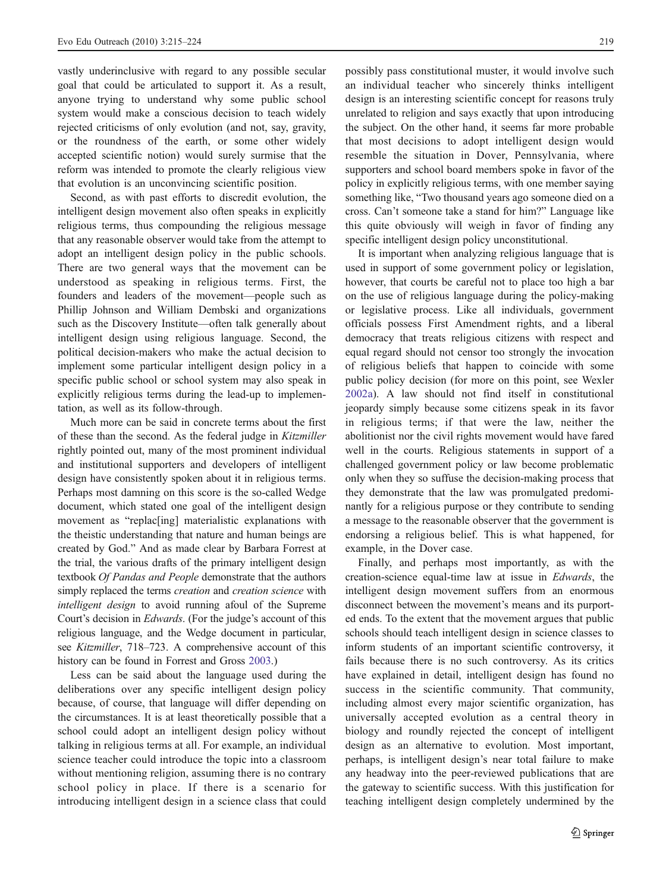vastly underinclusive with regard to any possible secular goal that could be articulated to support it. As a result, anyone trying to understand why some public school system would make a conscious decision to teach widely rejected criticisms of only evolution (and not, say, gravity, or the roundness of the earth, or some other widely accepted scientific notion) would surely surmise that the reform was intended to promote the clearly religious view that evolution is an unconvincing scientific position.

Second, as with past efforts to discredit evolution, the intelligent design movement also often speaks in explicitly religious terms, thus compounding the religious message that any reasonable observer would take from the attempt to adopt an intelligent design policy in the public schools. There are two general ways that the movement can be understood as speaking in religious terms. First, the founders and leaders of the movement—people such as Phillip Johnson and William Dembski and organizations such as the Discovery Institute—often talk generally about intelligent design using religious language. Second, the political decision-makers who make the actual decision to implement some particular intelligent design policy in a specific public school or school system may also speak in explicitly religious terms during the lead-up to implementation, as well as its follow-through.

Much more can be said in concrete terms about the first of these than the second. As the federal judge in *Kitzmiller* rightly pointed out, many of the most prominent individual and institutional supporters and developers of intelligent design have consistently spoken about it in religious terms. Perhaps most damning on this score is the so-called Wedge document, which stated one goal of the intelligent design movement as "replac[ing] materialistic explanations with the theistic understanding that nature and human beings are created by God." And as made clear by Barbara Forrest at the trial, the various drafts of the primary intelligent design textbook *Of Pandas and People* demonstrate that the authors simply replaced the terms *creation* and *creation science* with *intelligent design* to avoid running afoul of the Supreme Court's decision in *Edwards*. (For the judge's account of this religious language, and the Wedge document in particular, see *Kitzmiller*, 718–723. A comprehensive account of this history can be found in Forrest and Gross 2003.)

Less can be said about the language used during the deliberations over any specific intelligent design policy because, of course, that language will differ depending on the circumstances. It is at least theoretically possible that a school could adopt an intelligent design policy without talking in religious terms at all. For example, an individual science teacher could introduce the topic into a classroom without mentioning religion, assuming there is no contrary school policy in place. If there is a scenario for introducing intelligent design in a science class that could possibly pass constitutional muster, it would involve such an individual teacher who sincerely thinks intelligent design is an interesting scientific concept for reasons truly unrelated to religion and says exactly that upon introducing the subject. On the other hand, it seems far more probable that most decisions to adopt intelligent design would resemble the situation in Dover, Pennsylvania, where supporters and school board members spoke in favor of the policy in explicitly religious terms, with one member saying something like, "Two thousand years ago someone died on a cross. Can't someone take a stand for him?" Language like this quite obviously will weigh in favor of finding any specific intelligent design policy unconstitutional.

It is important when analyzing religious language that is used in support of some government policy or legislation, however, that courts be careful not to place too high a bar on the use of religious language during the policy-making or legislative process. Like all individuals, government officials possess First Amendment rights, and a liberal democracy that treats religious citizens with respect and equal regard should not censor too strongly the invocation of religious beliefs that happen to coincide with some public policy decision (for more on this point, see Wexler 2002a). A law should not find itself in constitutional jeopardy simply because some citizens speak in its favor in religious terms; if that were the law, neither the abolitionist nor the civil rights movement would have fared well in the courts. Religious statements in support of a challenged government policy or law become problematic only when they so suffuse the decision-making process that they demonstrate that the law was promulgated predominantly for a religious purpose or they contribute to sending a message to the reasonable observer that the government is endorsing a religious belief. This is what happened, for example, in the Dover case.

Finally, and perhaps most importantly, as with the creation-science equal-time law at issue in *Edwards*, the intelligent design movement suffers from an enormous disconnect between the movement's means and its purported ends. To the extent that the movement argues that public schools should teach intelligent design in science classes to inform students of an important scientific controversy, it fails because there is no such controversy. As its critics have explained in detail, intelligent design has found no success in the scientific community. That community, including almost every major scientific organization, has universally accepted evolution as a central theory in biology and roundly rejected the concept of intelligent design as an alternative to evolution. Most important, perhaps, is intelligent design's near total failure to make any headway into the peer-reviewed publications that are the gateway to scientific success. With this justification for teaching intelligent design completely undermined by the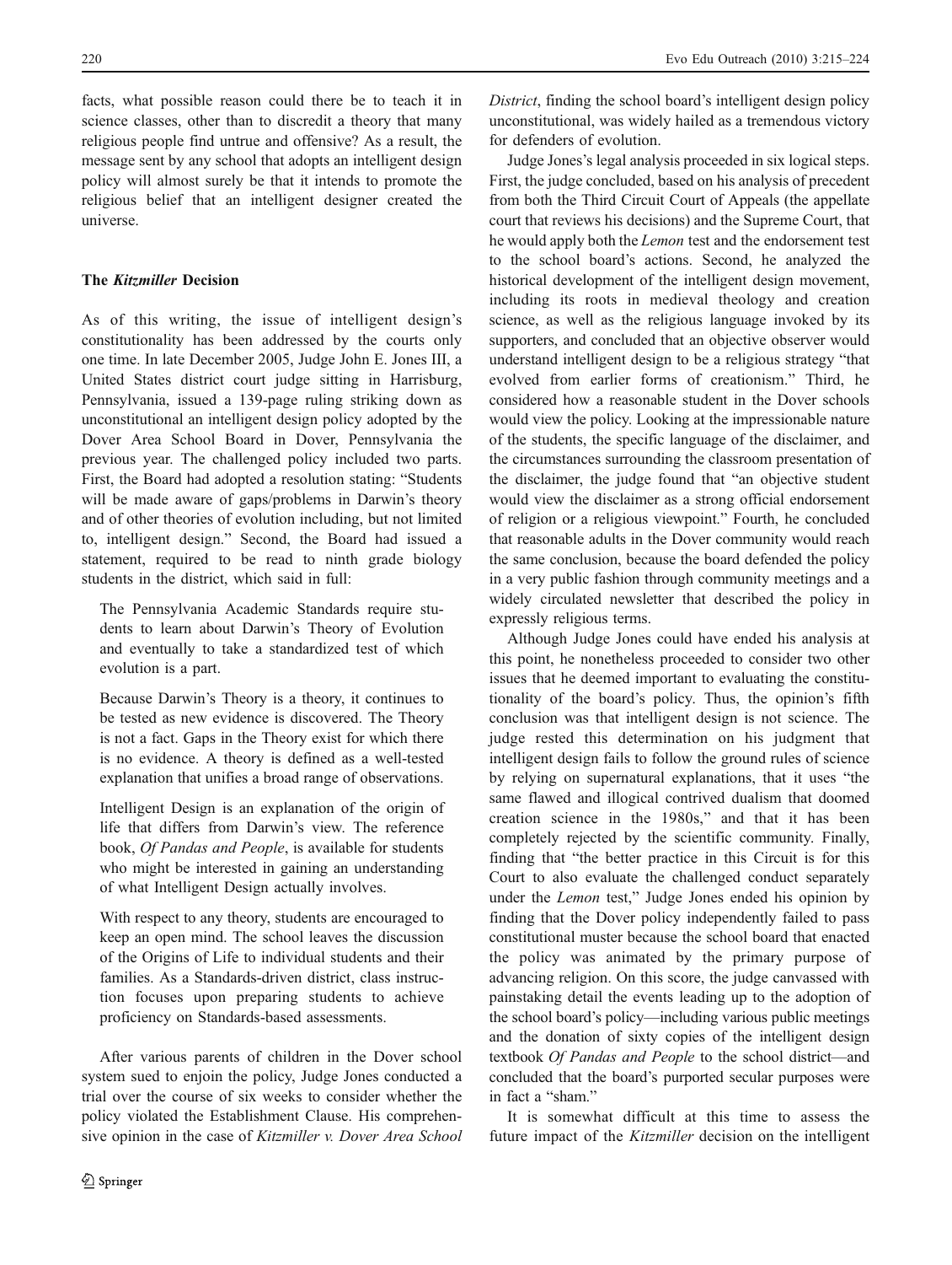facts, what possible reason could there be to teach it in science classes, other than to discredit a theory that many religious people find untrue and offensive? As a result, the message sent by any school that adopts an intelligent design policy will almost surely be that it intends to promote the religious belief that an intelligent designer created the universe.

## The *Kitzmiller* Decision

As of this writing, the issue of intelligent design's constitutionality has been addressed by the courts only one time. In late December 2005, Judge John E. Jones III, a United States district court judge sitting in Harrisburg, Pennsylvania, issued a 139-page ruling striking down as unconstitutional an intelligent design policy adopted by the Dover Area School Board in Dover, Pennsylvania the previous year. The challenged policy included two parts. First, the Board had adopted a resolution stating: "Students will be made aware of gaps/problems in Darwin's theory and of other theories of evolution including, but not limited to, intelligent design." Second, the Board had issued a statement, required to be read to ninth grade biology students in the district, which said in full:

> The Pennsylvania Academic Standards require students to learn about Darwin's Theory of Evolution and eventually to take a standardized test of which evolution is a part.
>
> Because Darwin's Theory is a theory, it continues to be tested as new evidence is discovered. The Theory is not a fact. Gaps in the Theory exist for which there is no evidence. A theory is defined as a well-tested explanation that unifies a broad range of observations.
>
> Intelligent Design is an explanation of the origin of life that differs from Darwin's view. The reference book, *Of Pandas and People*, is available for students who might be interested in gaining an understanding of what Intelligent Design actually involves.
>
> With respect to any theory, students are encouraged to keep an open mind. The school leaves the discussion of the Origins of Life to individual students and their families. As a Standards-driven district, class instruction focuses upon preparing students to achieve proficiency on Standards-based assessments.

After various parents of children in the Dover school system sued to enjoin the policy, Judge Jones conducted a trial over the course of six weeks to consider whether the policy violated the Establishment Clause. His comprehensive opinion in the case of *Kitzmiller v. Dover Area School District*, finding the school board's intelligent design policy unconstitutional, was widely hailed as a tremendous victory for defenders of evolution.

Judge Jones's legal analysis proceeded in six logical steps. First, the judge concluded, based on his analysis of precedent from both the Third Circuit Court of Appeals (the appellate court that reviews his decisions) and the Supreme Court, that he would apply both the *Lemon* test and the endorsement test to the school board's actions. Second, he analyzed the historical development of the intelligent design movement, including its roots in medieval theology and creation science, as well as the religious language invoked by its supporters, and concluded that an objective observer would understand intelligent design to be a religious strategy "that evolved from earlier forms of creationism." Third, he considered how a reasonable student in the Dover schools would view the policy. Looking at the impressionable nature of the students, the specific language of the disclaimer, and the circumstances surrounding the classroom presentation of the disclaimer, the judge found that "an objective student would view the disclaimer as a strong official endorsement of religion or a religious viewpoint." Fourth, he concluded that reasonable adults in the Dover community would reach the same conclusion, because the board defended the policy in a very public fashion through community meetings and a widely circulated newsletter that described the policy in expressly religious terms.

Although Judge Jones could have ended his analysis at this point, he nonetheless proceeded to consider two other issues that he deemed important to evaluating the constitutionality of the board's policy. Thus, the opinion's fifth conclusion was that intelligent design is not science. The judge rested this determination on his judgment that intelligent design fails to follow the ground rules of science by relying on supernatural explanations, that it uses "the same flawed and illogical contrived dualism that doomed creation science in the 1980s," and that it has been completely rejected by the scientific community. Finally, finding that "the better practice in this Circuit is for this Court to also evaluate the challenged conduct separately under the *Lemon* test," Judge Jones ended his opinion by finding that the Dover policy independently failed to pass constitutional muster because the school board that enacted the policy was animated by the primary purpose of advancing religion. On this score, the judge canvassed with painstaking detail the events leading up to the adoption of the school board's policy—including various public meetings and the donation of sixty copies of the intelligent design textbook *Of Pandas and People* to the school district—and concluded that the board's purported secular purposes were in fact a "sham."

It is somewhat difficult at this time to assess the future impact of the *Kitzmiller* decision on the intelligent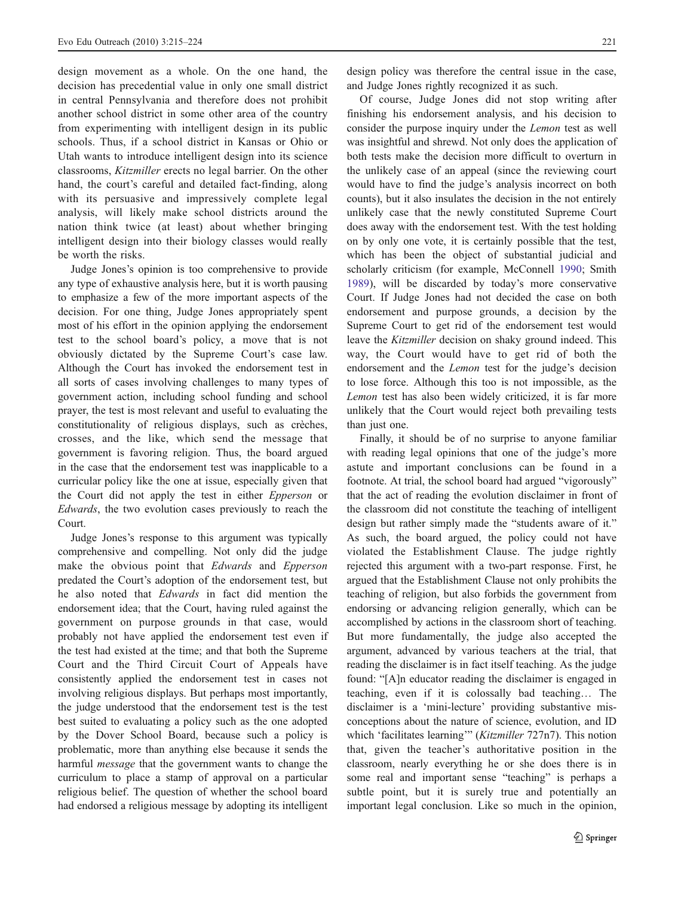design movement as a whole. On the one hand, the decision has precedential value in only one small district in central Pennsylvania and therefore does not prohibit another school district in some other area of the country from experimenting with intelligent design in its public schools. Thus, if a school district in Kansas or Ohio or Utah wants to introduce intelligent design into its science classrooms, *Kitzmiller* erects no legal barrier. On the other hand, the court's careful and detailed fact-finding, along with its persuasive and impressively complete legal analysis, will likely make school districts around the nation think twice (at least) about whether bringing intelligent design into their biology classes would really be worth the risks.

Judge Jones's opinion is too comprehensive to provide any type of exhaustive analysis here, but it is worth pausing to emphasize a few of the more important aspects of the decision. For one thing, Judge Jones appropriately spent most of his effort in the opinion applying the endorsement test to the school board's policy, a move that is not obviously dictated by the Supreme Court's case law. Although the Court has invoked the endorsement test in all sorts of cases involving challenges to many types of government action, including school funding and school prayer, the test is most relevant and useful to evaluating the constitutionality of religious displays, such as crèches, crosses, and the like, which send the message that government is favoring religion. Thus, the board argued in the case that the endorsement test was inapplicable to a curricular policy like the one at issue, especially given that the Court did not apply the test in either *Epperson* or *Edwards*, the two evolution cases previously to reach the Court.

Judge Jones's response to this argument was typically comprehensive and compelling. Not only did the judge make the obvious point that *Edwards* and *Epperson* predated the Court's adoption of the endorsement test, but he also noted that *Edwards* in fact did mention the endorsement idea; that the Court, having ruled against the government on purpose grounds in that case, would probably not have applied the endorsement test even if the test had existed at the time; and that both the Supreme Court and the Third Circuit Court of Appeals have consistently applied the endorsement test in cases not involving religious displays. But perhaps most importantly, the judge understood that the endorsement test is the test best suited to evaluating a policy such as the one adopted by the Dover School Board, because such a policy is problematic, more than anything else because it sends the harmful *message* that the government wants to change the curriculum to place a stamp of approval on a particular religious belief. The question of whether the school board had endorsed a religious message by adopting its intelligent design policy was therefore the central issue in the case, and Judge Jones rightly recognized it as such.

Of course, Judge Jones did not stop writing after finishing his endorsement analysis, and his decision to consider the purpose inquiry under the *Lemon* test as well was insightful and shrewd. Not only does the application of both tests make the decision more difficult to overturn in the unlikely case of an appeal (since the reviewing court would have to find the judge's analysis incorrect on both counts), but it also insulates the decision in the not entirely unlikely case that the newly constituted Supreme Court does away with the endorsement test. With the test holding on by only one vote, it is certainly possible that the test, which has been the object of substantial judicial and scholarly criticism (for example, McConnell 1990; Smith 1989), will be discarded by today's more conservative Court. If Judge Jones had not decided the case on both endorsement and purpose grounds, a decision by the Supreme Court to get rid of the endorsement test would leave the *Kitzmiller* decision on shaky ground indeed. This way, the Court would have to get rid of both the endorsement and the *Lemon* test for the judge's decision to lose force. Although this too is not impossible, as the *Lemon* test has also been widely criticized, it is far more unlikely that the Court would reject both prevailing tests than just one.

Finally, it should be of no surprise to anyone familiar with reading legal opinions that one of the judge's more astute and important conclusions can be found in a footnote. At trial, the school board had argued "vigorously" that the act of reading the evolution disclaimer in front of the classroom did not constitute the teaching of intelligent design but rather simply made the "students aware of it." As such, the board argued, the policy could not have violated the Establishment Clause. The judge rightly rejected this argument with a two-part response. First, he argued that the Establishment Clause not only prohibits the teaching of religion, but also forbids the government from endorsing or advancing religion generally, which can be accomplished by actions in the classroom short of teaching. But more fundamentally, the judge also accepted the argument, advanced by various teachers at the trial, that reading the disclaimer is in fact itself teaching. As the judge found: "[A]n educator reading the disclaimer is engaged in teaching, even if it is colossally bad teaching… The disclaimer is a 'mini-lecture' providing substantive misconceptions about the nature of science, evolution, and ID which 'facilitates learning'" (*Kitzmiller* 727n7). This notion that, given the teacher's authoritative position in the classroom, nearly everything he or she does there is in some real and important sense "teaching" is perhaps a subtle point, but it is surely true and potentially an important legal conclusion. Like so much in the opinion,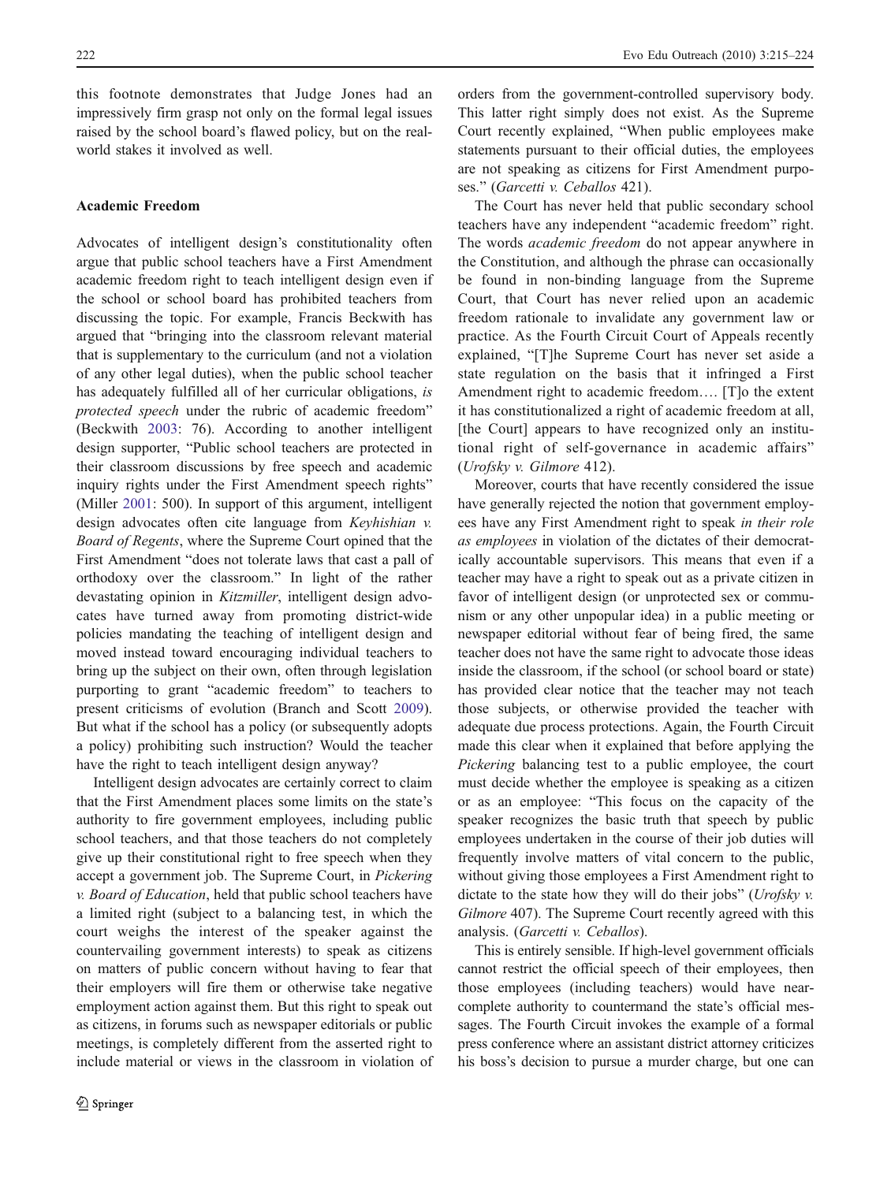this footnote demonstrates that Judge Jones had an impressively firm grasp not only on the formal legal issues raised by the school board's flawed policy, but on the real-world stakes it involved as well.

## Academic Freedom

Advocates of intelligent design's constitutionality often argue that public school teachers have a First Amendment academic freedom right to teach intelligent design even if the school or school board has prohibited teachers from discussing the topic. For example, Francis Beckwith has argued that "bringing into the classroom relevant material that is supplementary to the curriculum (and not a violation of any other legal duties), when the public school teacher has adequately fulfilled all of her curricular obligations, *is protected speech* under the rubric of academic freedom" (Beckwith 2003: 76). According to another intelligent design supporter, "Public school teachers are protected in their classroom discussions by free speech and academic inquiry rights under the First Amendment speech rights" (Miller 2001: 500). In support of this argument, intelligent design advocates often cite language from *Keyhishian v. Board of Regents*, where the Supreme Court opined that the First Amendment "does not tolerate laws that cast a pall of orthodoxy over the classroom." In light of the rather devastating opinion in *Kitzmiller*, intelligent design advocates have turned away from promoting district-wide policies mandating the teaching of intelligent design and moved instead toward encouraging individual teachers to bring up the subject on their own, often through legislation purporting to grant "academic freedom" to teachers to present criticisms of evolution (Branch and Scott 2009). But what if the school has a policy (or subsequently adopts a policy) prohibiting such instruction? Would the teacher have the right to teach intelligent design anyway?

Intelligent design advocates are certainly correct to claim that the First Amendment places some limits on the state's authority to fire government employees, including public school teachers, and that those teachers do not completely give up their constitutional right to free speech when they accept a government job. The Supreme Court, in *Pickering v. Board of Education*, held that public school teachers have a limited right (subject to a balancing test, in which the court weighs the interest of the speaker against the countervailing government interests) to speak as citizens on matters of public concern without having to fear that their employers will fire them or otherwise take negative employment action against them. But this right to speak out as citizens, in forums such as newspaper editorials or public meetings, is completely different from the asserted right to include material or views in the classroom in violation of orders from the government-controlled supervisory body. This latter right simply does not exist. As the Supreme Court recently explained, "When public employees make statements pursuant to their official duties, the employees are not speaking as citizens for First Amendment purposes." (*Garcetti v. Ceballos* 421).

The Court has never held that public secondary school teachers have any independent "academic freedom" right. The words *academic freedom* do not appear anywhere in the Constitution, and although the phrase can occasionally be found in non-binding language from the Supreme Court, that Court has never relied upon an academic freedom rationale to invalidate any government law or practice. As the Fourth Circuit Court of Appeals recently explained, "[T]he Supreme Court has never set aside a state regulation on the basis that it infringed a First Amendment right to academic freedom…. [T]o the extent it has constitutionalized a right of academic freedom at all, [the Court] appears to have recognized only an institutional right of self-governance in academic affairs" (*Urofsky v. Gilmore* 412).

Moreover, courts that have recently considered the issue have generally rejected the notion that government employees have any First Amendment right to speak *in their role as employees* in violation of the dictates of their democratically accountable supervisors. This means that even if a teacher may have a right to speak out as a private citizen in favor of intelligent design (or unprotected sex or communism or any other unpopular idea) in a public meeting or newspaper editorial without fear of being fired, the same teacher does not have the same right to advocate those ideas inside the classroom, if the school (or school board or state) has provided clear notice that the teacher may not teach those subjects, or otherwise provided the teacher with adequate due process protections. Again, the Fourth Circuit made this clear when it explained that before applying the *Pickering* balancing test to a public employee, the court must decide whether the employee is speaking as a citizen or as an employee: "This focus on the capacity of the speaker recognizes the basic truth that speech by public employees undertaken in the course of their job duties will frequently involve matters of vital concern to the public, without giving those employees a First Amendment right to dictate to the state how they will do their jobs" (*Urofsky v. Gilmore* 407). The Supreme Court recently agreed with this analysis. (*Garcetti v. Ceballos*).

This is entirely sensible. If high-level government officials cannot restrict the official speech of their employees, then those employees (including teachers) would have near-complete authority to countermand the state's official messages. The Fourth Circuit invokes the example of a formal press conference where an assistant district attorney criticizes his boss's decision to pursue a murder charge, but one can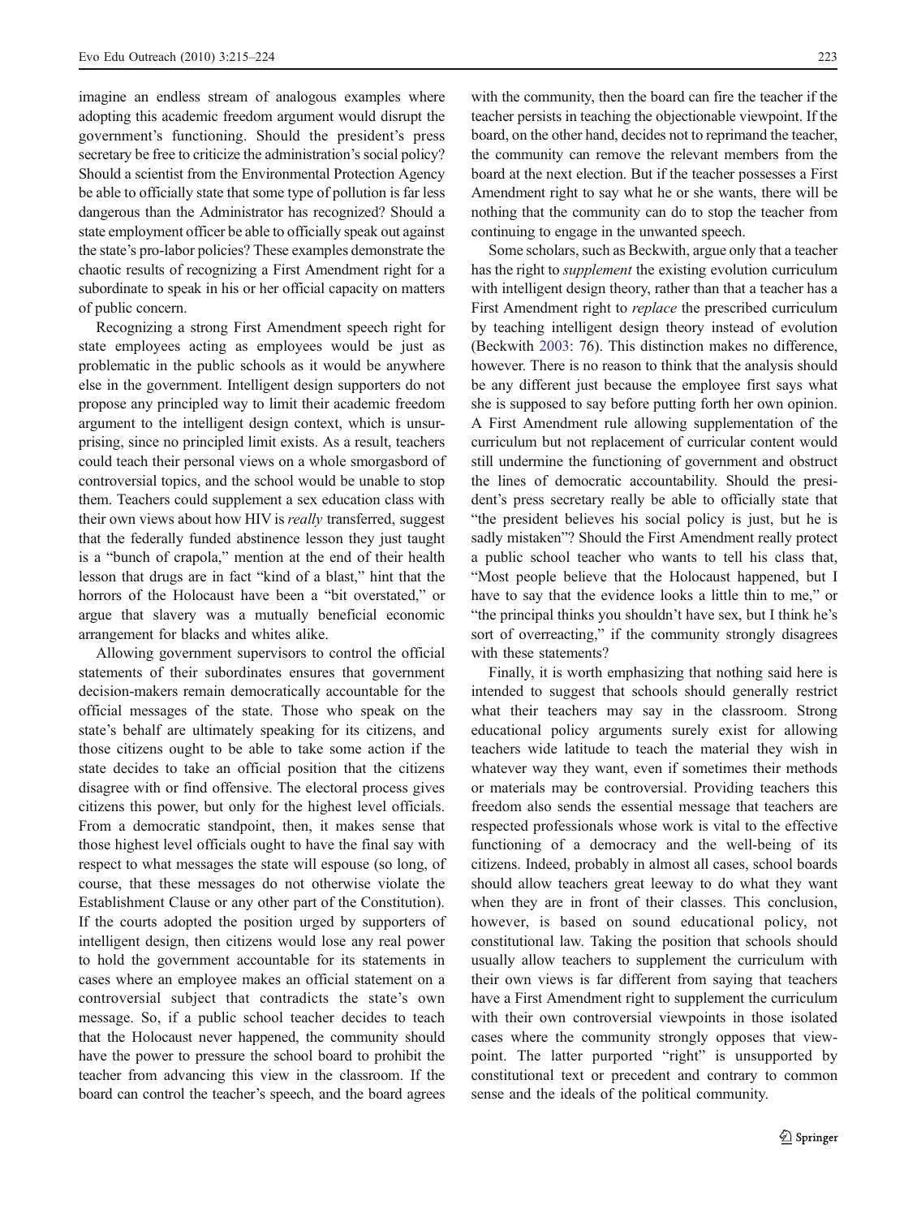imagine an endless stream of analogous examples where adopting this academic freedom argument would disrupt the government's functioning. Should the president's press secretary be free to criticize the administration's social policy? Should a scientist from the Environmental Protection Agency be able to officially state that some type of pollution is far less dangerous than the Administrator has recognized? Should a state employment officer be able to officially speak out against the state's pro-labor policies? These examples demonstrate the chaotic results of recognizing a First Amendment right for a subordinate to speak in his or her official capacity on matters of public concern.

Recognizing a strong First Amendment speech right for state employees acting as employees would be just as problematic in the public schools as it would be anywhere else in the government. Intelligent design supporters do not propose any principled way to limit their academic freedom argument to the intelligent design context, which is unsurprising, since no principled limit exists. As a result, teachers could teach their personal views on a whole smorgasbord of controversial topics, and the school would be unable to stop them. Teachers could supplement a sex education class with their own views about how HIV is *really* transferred, suggest that the federally funded abstinence lesson they just taught is a "bunch of crapola," mention at the end of their health lesson that drugs are in fact "kind of a blast," hint that the horrors of the Holocaust have been a "bit overstated," or argue that slavery was a mutually beneficial economic arrangement for blacks and whites alike.

Allowing government supervisors to control the official statements of their subordinates ensures that government decision-makers remain democratically accountable for the official messages of the state. Those who speak on the state's behalf are ultimately speaking for its citizens, and those citizens ought to be able to take some action if the state decides to take an official position that the citizens disagree with or find offensive. The electoral process gives citizens this power, but only for the highest level officials. From a democratic standpoint, then, it makes sense that those highest level officials ought to have the final say with respect to what messages the state will espouse (so long, of course, that these messages do not otherwise violate the Establishment Clause or any other part of the Constitution). If the courts adopted the position urged by supporters of intelligent design, then citizens would lose any real power to hold the government accountable for its statements in cases where an employee makes an official statement on a controversial subject that contradicts the state's own message. So, if a public school teacher decides to teach that the Holocaust never happened, the community should have the power to pressure the school board to prohibit the teacher from advancing this view in the classroom. If the board can control the teacher's speech, and the board agrees with the community, then the board can fire the teacher if the teacher persists in teaching the objectionable viewpoint. If the board, on the other hand, decides not to reprimand the teacher, the community can remove the relevant members from the board at the next election. But if the teacher possesses a First Amendment right to say what he or she wants, there will be nothing that the community can do to stop the teacher from continuing to engage in the unwanted speech.

Some scholars, such as Beckwith, argue only that a teacher has the right to *supplement* the existing evolution curriculum with intelligent design theory, rather than that a teacher has a First Amendment right to *replace* the prescribed curriculum by teaching intelligent design theory instead of evolution (Beckwith 2003: 76). This distinction makes no difference, however. There is no reason to think that the analysis should be any different just because the employee first says what she is supposed to say before putting forth her own opinion. A First Amendment rule allowing supplementation of the curriculum but not replacement of curricular content would still undermine the functioning of government and obstruct the lines of democratic accountability. Should the president's press secretary really be able to officially state that "the president believes his social policy is just, but he is sadly mistaken"? Should the First Amendment really protect a public school teacher who wants to tell his class that, "Most people believe that the Holocaust happened, but I have to say that the evidence looks a little thin to me," or "the principal thinks you shouldn't have sex, but I think he's sort of overreacting," if the community strongly disagrees with these statements?

Finally, it is worth emphasizing that nothing said here is intended to suggest that schools should generally restrict what their teachers may say in the classroom. Strong educational policy arguments surely exist for allowing teachers wide latitude to teach the material they wish in whatever way they want, even if sometimes their methods or materials may be controversial. Providing teachers this freedom also sends the essential message that teachers are respected professionals whose work is vital to the effective functioning of a democracy and the well-being of its citizens. Indeed, probably in almost all cases, school boards should allow teachers great leeway to do what they want when they are in front of their classes. This conclusion, however, is based on sound educational policy, not constitutional law. Taking the position that schools should usually allow teachers to supplement the curriculum with their own views is far different from saying that teachers have a First Amendment right to supplement the curriculum with their own controversial viewpoints in those isolated cases where the community strongly opposes that viewpoint. The latter purported "right" is unsupported by constitutional text or precedent and contrary to common sense and the ideals of the political community.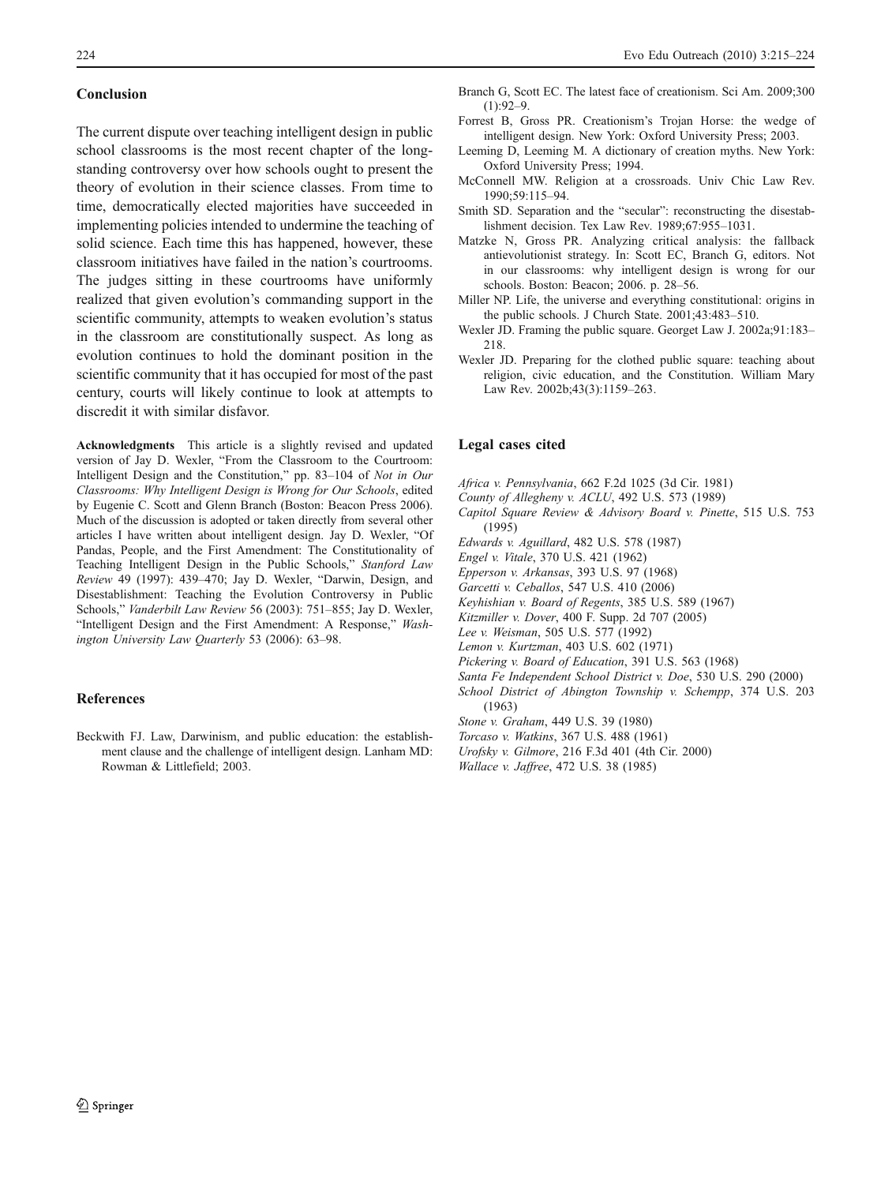## Conclusion

The current dispute over teaching intelligent design in public school classrooms is the most recent chapter of the long-standing controversy over how schools ought to present the theory of evolution in their science classes. From time to time, democratically elected majorities have succeeded in implementing policies intended to undermine the teaching of solid science. Each time this has happened, however, these classroom initiatives have failed in the nation's courtrooms. The judges sitting in these courtrooms have uniformly realized that given evolution's commanding support in the scientific community, attempts to weaken evolution's status in the classroom are constitutionally suspect. As long as evolution continues to hold the dominant position in the scientific community that it has occupied for most of the past century, courts will likely continue to look at attempts to discredit it with similar disfavor.

**Acknowledgments** This article is a slightly revised and updated version of Jay D. Wexler, "From the Classroom to the Courtroom: Intelligent Design and the Constitution," pp. 83–104 of *Not in Our Classrooms: Why Intelligent Design is Wrong for Our Schools*, edited by Eugenie C. Scott and Glenn Branch (Boston: Beacon Press 2006). Much of the discussion is adopted or taken directly from several other articles I have written about intelligent design. Jay D. Wexler, "Of Pandas, People, and the First Amendment: The Constitutionality of Teaching Intelligent Design in the Public Schools," *Stanford Law Review* 49 (1997): 439–470; Jay D. Wexler, "Darwin, Design, and Disestablishment: Teaching the Evolution Controversy in Public Schools," *Vanderbilt Law Review* 56 (2003): 751–855; Jay D. Wexler, "Intelligent Design and the First Amendment: A Response," *Washington University Law Quarterly* 53 (2006): 63–98.

## References

Beckwith FJ. Law, Darwinism, and public education: the establishment clause and the challenge of intelligent design. Lanham MD: Rowman & Littlefield; 2003.

Branch G, Scott EC. The latest face of creationism. Sci Am. 2009;300(1):92–9.

Forrest B, Gross PR. Creationism's Trojan Horse: the wedge of intelligent design. New York: Oxford University Press; 2003.

Leeming D, Leeming M. A dictionary of creation myths. New York: Oxford University Press; 1994.

McConnell MW. Religion at a crossroads. Univ Chic Law Rev. 1990;59:115–94.

Smith SD. Separation and the "secular": reconstructing the disestablishment decision. Tex Law Rev. 1989;67:955–1031.

Matzke N, Gross PR. Analyzing critical analysis: the fallback antievolutionist strategy. In: Scott EC, Branch G, editors. Not in our classrooms: why intelligent design is wrong for our schools. Boston: Beacon; 2006. p. 28–56.

Miller NP. Life, the universe and everything constitutional: origins in the public schools. J Church State. 2001;43:483–510.

Wexler JD. Framing the public square. Georget Law J. 2002a;91:183–218.

Wexler JD. Preparing for the clothed public square: teaching about religion, civic education, and the Constitution. William Mary Law Rev. 2002b;43(3):1159–263.

## Legal cases cited

*Africa v. Pennsylvania*, 662 F.2d 1025 (3d Cir. 1981)

*County of Allegheny v. ACLU*, 492 U.S. 573 (1989)

*Capitol Square Review & Advisory Board v. Pinette*, 515 U.S. 753 (1995)

*Edwards v. Aguillard*, 482 U.S. 578 (1987)

*Engel v. Vitale*, 370 U.S. 421 (1962)

*Epperson v. Arkansas*, 393 U.S. 97 (1968)

*Garcetti v. Ceballos*, 547 U.S. 410 (2006)

*Keyhishian v. Board of Regents*, 385 U.S. 589 (1967)

*Kitzmiller v. Dover*, 400 F. Supp. 2d 707 (2005)

*Lee v. Weisman*, 505 U.S. 577 (1992)

*Lemon v. Kurtzman*, 403 U.S. 602 (1971)

*Pickering v. Board of Education*, 391 U.S. 563 (1968)

*Santa Fe Independent School District v. Doe*, 530 U.S. 290 (2000)

*School District of Abington Township v. Schempp*, 374 U.S. 203 (1963)

*Stone v. Graham*, 449 U.S. 39 (1980)

*Torcaso v. Watkins*, 367 U.S. 488 (1961)

*Urofsky v. Gilmore*, 216 F.3d 401 (4th Cir. 2000)

*Wallace v. Jaffree*, 472 U.S. 38 (1985)